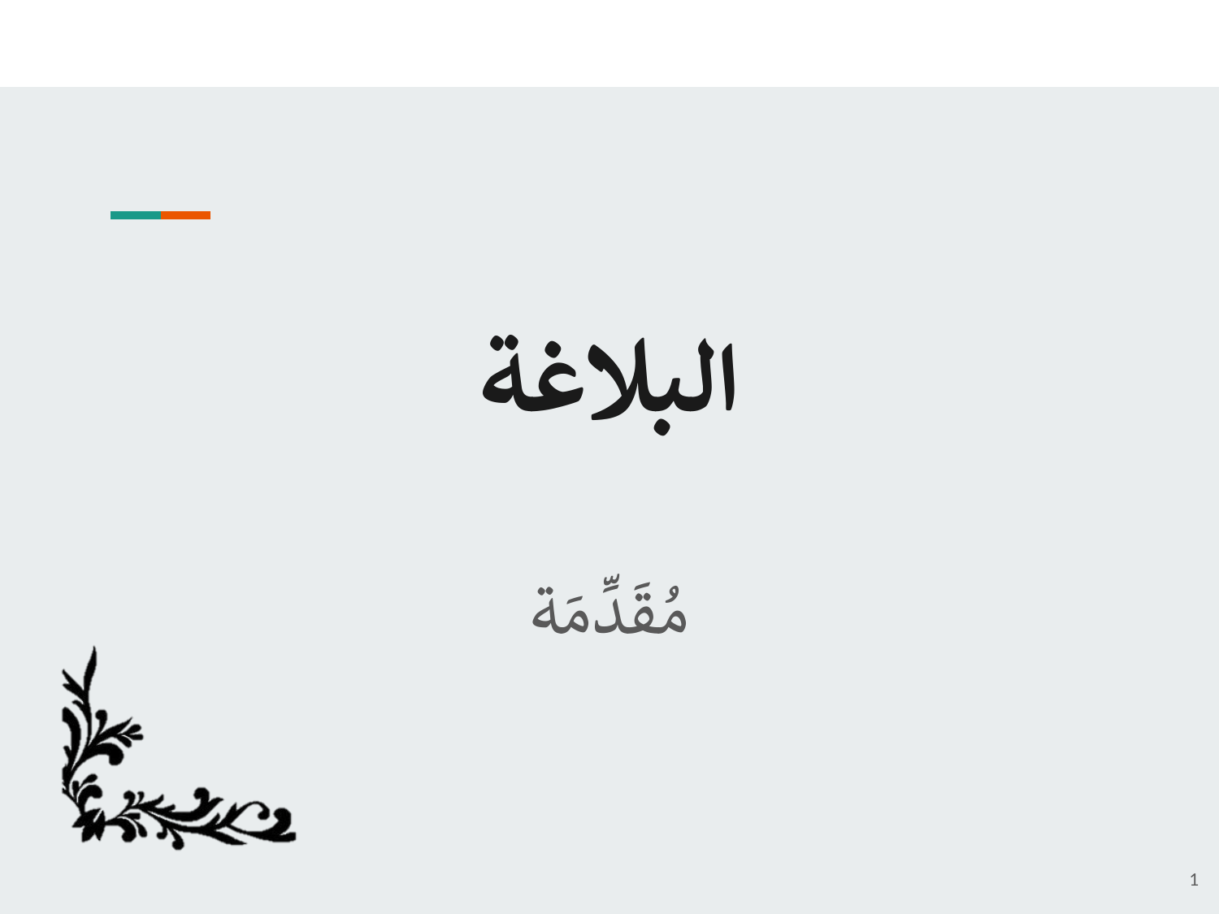# البلاغة

مُقَدِّمَة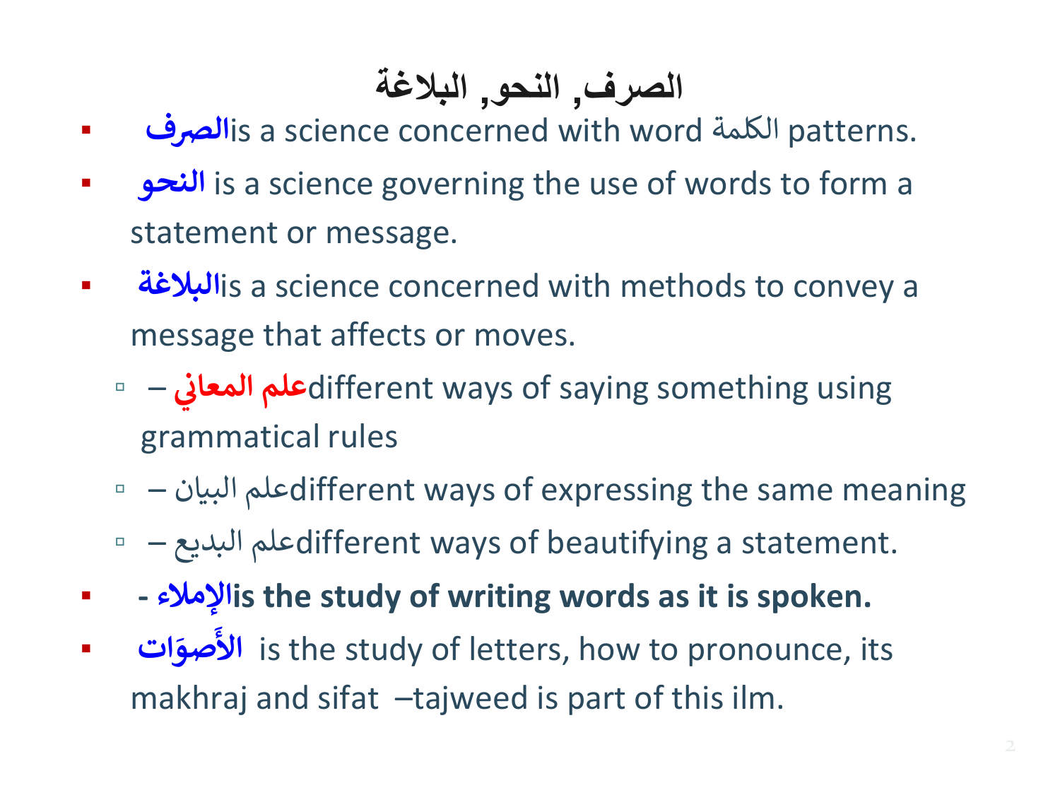# الصرف, النحو, البلاغة

- **الصرف**is a science concerned with word الكلمة patterns.
- **النحو** is a science governing the use of words to form a statement or message.
- **البلاغة**is a science concerned with methods to convey a message that affects or moves.
  - – **علم المعاني**different ways of saying something using grammatical rules
  - – علم البيانdifferent ways of expressing the same meaning
  - – علم البديعdifferent ways of beautifying a statement.
- **- الإملاءis the study of writing words as it is spoken.**
- **الأَصوَات** is the study of letters, how to pronounce, its makhraj and sifat –tajweed is part of this ilm.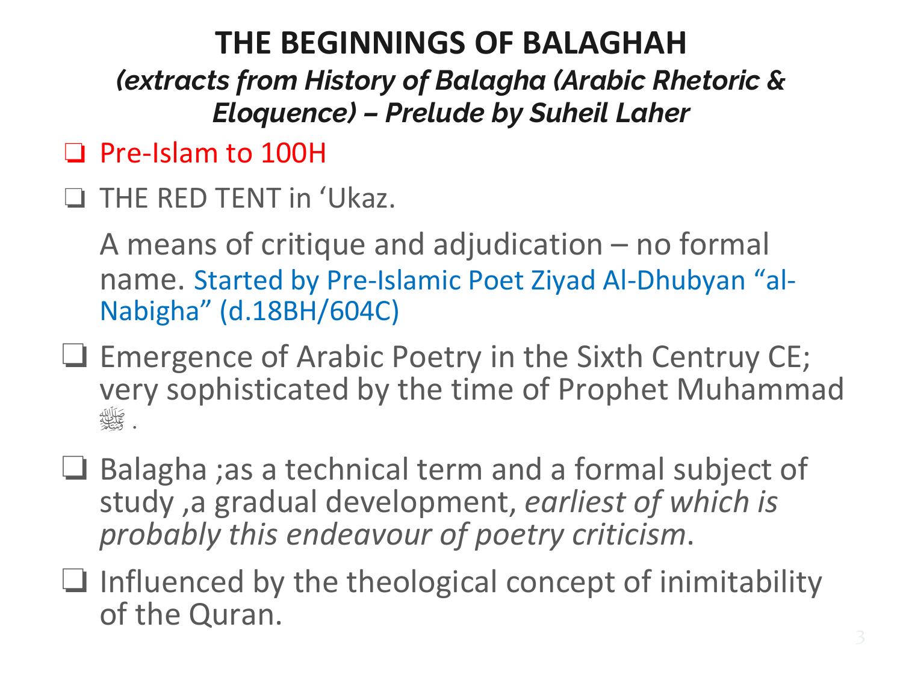# THE BEGINNINGS OF BALAGHAH

*(extracts from History of Balagha (Arabic Rhetoric & Eloquence) – Prelude by Suheil Laher*

- Pre-Islam to 100H
- THE RED TENT in ‘Ukaz.

  A means of critique and adjudication – no formal name. Started by Pre-Islamic Poet Ziyad Al-Dhubyan “al-Nabigha” (d.18BH/604C)

- Emergence of Arabic Poetry in the Sixth Centruy CE; very sophisticated by the time of Prophet Muhammad ﷺ .
- Balagha ;as a technical term and a formal subject of study ,a gradual development, *earliest of which is probably this endeavour of poetry criticism*.
- Influenced by the theological concept of inimitability of the Quran.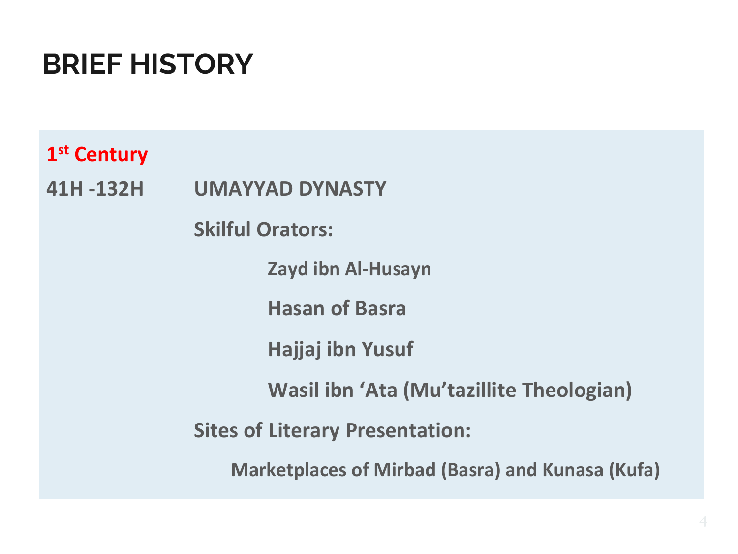# BRIEF HISTORY

**1st Century**

**41H -132H** **UMAYYAD DYNASTY**

**Skilful Orators:**

- **Zayd ibn Al-Husayn**
- **Hasan of Basra**
- **Hajjaj ibn Yusuf**
- **Wasil ibn 'Ata (Mu'tazillite Theologian)**

**Sites of Literary Presentation:**

**Marketplaces of Mirbad (Basra) and Kunasa (Kufa)**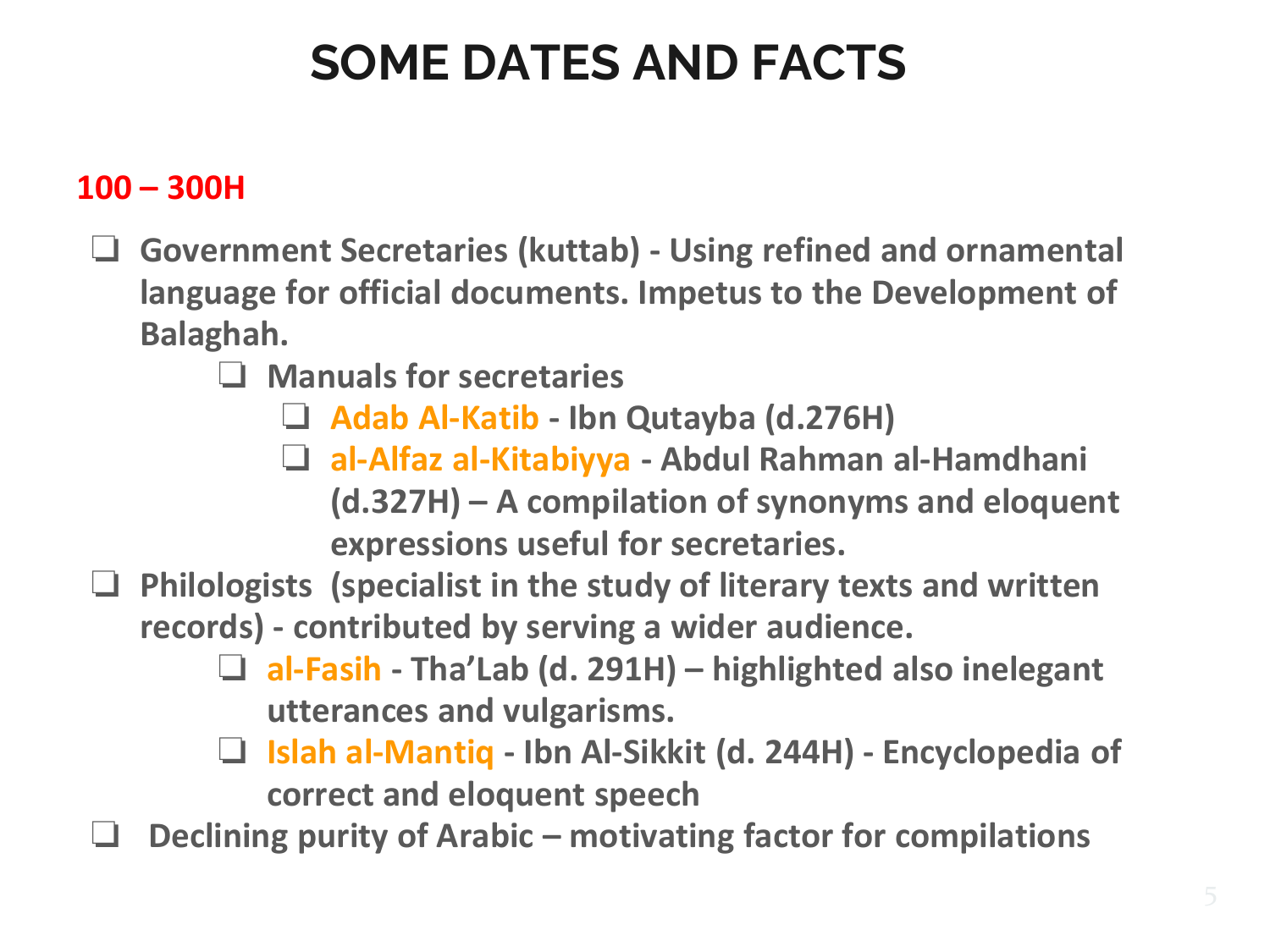# SOME DATES AND FACTS

**100 – 300H**

- **Government Secretaries (kuttab) - Using refined and ornamental language for official documents. Impetus to the Development of Balaghah.**
  - **Manuals for secretaries**
    - **Adab Al-Katib - Ibn Qutayba (d.276H)**
    - **al-Alfaz al-Kitabiyya - Abdul Rahman al-Hamdhani (d.327H) – A compilation of synonyms and eloquent expressions useful for secretaries.**
- **Philologists (specialist in the study of literary texts and written records) - contributed by serving a wider audience.**
  - **al-Fasih - Tha'Lab (d. 291H) – highlighted also inelegant utterances and vulgarisms.**
  - **Islah al-Mantiq - Ibn Al-Sikkit (d. 244H) - Encyclopedia of correct and eloquent speech**
- **Declining purity of Arabic – motivating factor for compilations**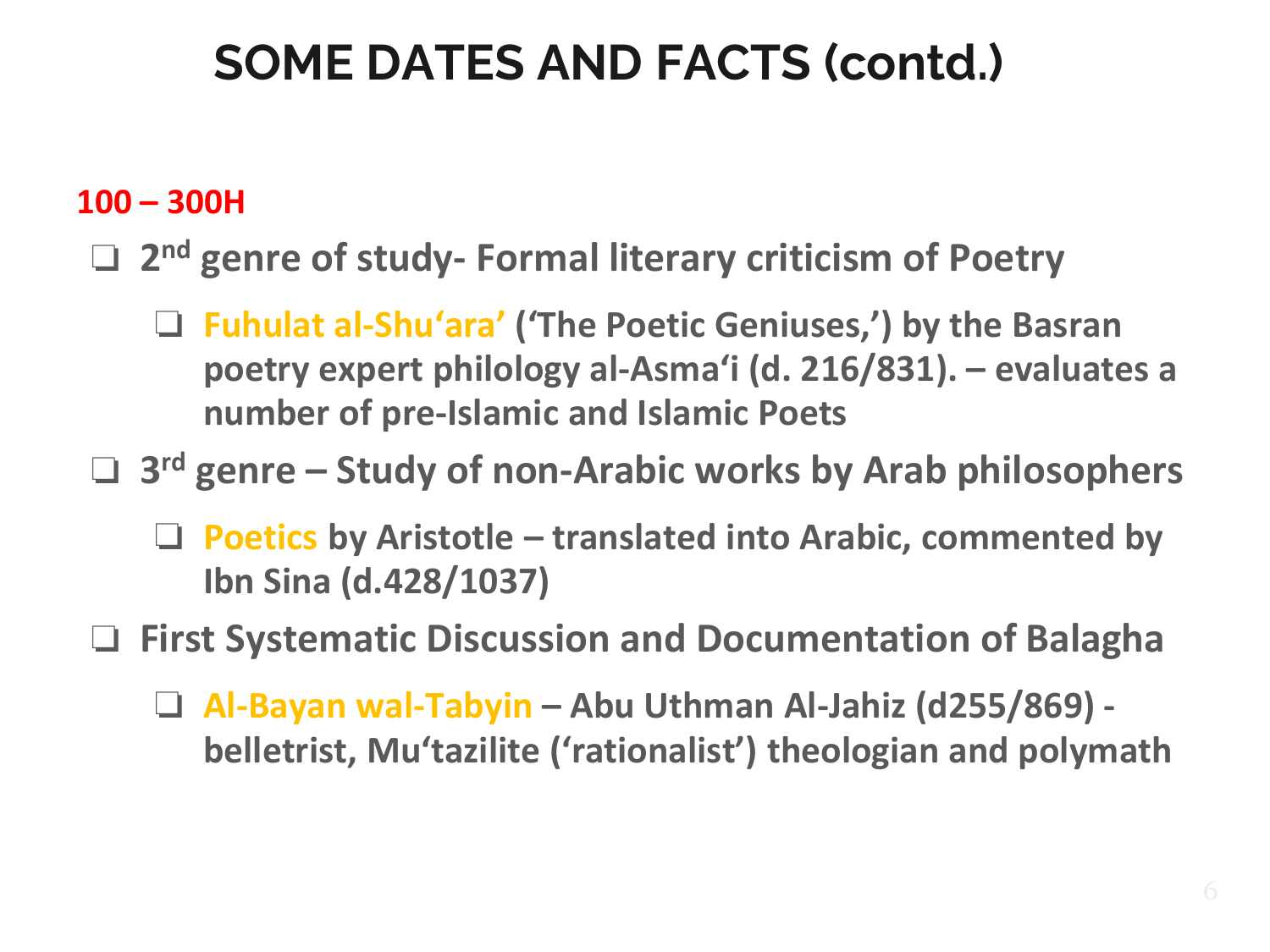# SOME DATES AND FACTS (contd.)

**100 – 300H**

- **2nd genre of study- Formal literary criticism of Poetry**
  - **Fuhulat al-Shu'ara' ('The Poetic Geniuses,') by the Basran poetry expert philology al-Asma'i (d. 216/831). – evaluates a number of pre-Islamic and Islamic Poets**
- **3rd genre – Study of non-Arabic works by Arab philosophers**
  - **Poetics by Aristotle – translated into Arabic, commented by Ibn Sina (d.428/1037)**
- **First Systematic Discussion and Documentation of Balagha**
  - **Al-Bayan wal-Tabyin – Abu Uthman Al-Jahiz (d255/869) - belletrist, Mu'tazilite ('rationalist') theologian and polymath**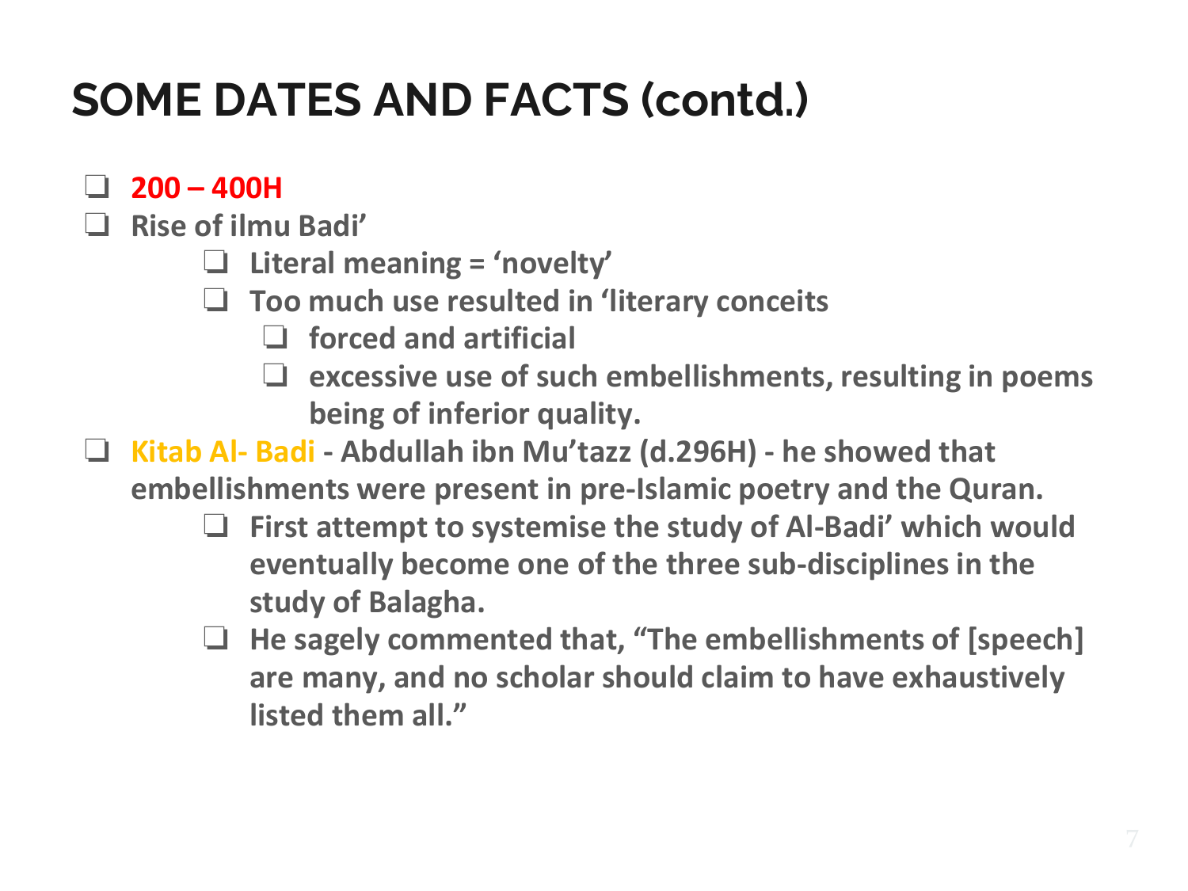# SOME DATES AND FACTS (contd.)

- **200 – 400H**
- **Rise of ilmu Badi'**
  - **Literal meaning = 'novelty'**
  - **Too much use resulted in 'literary conceits**
    - **forced and artificial**
    - **excessive use of such embellishments, resulting in poems being of inferior quality.**
- **Kitab Al- Badi - Abdullah ibn Mu'tazz (d.296H) - he showed that embellishments were present in pre-Islamic poetry and the Quran.**
  - **First attempt to systemise the study of Al-Badi' which would eventually become one of the three sub-disciplines in the study of Balagha.**
  - **He sagely commented that, "The embellishments of [speech] are many, and no scholar should claim to have exhaustively listed them all."**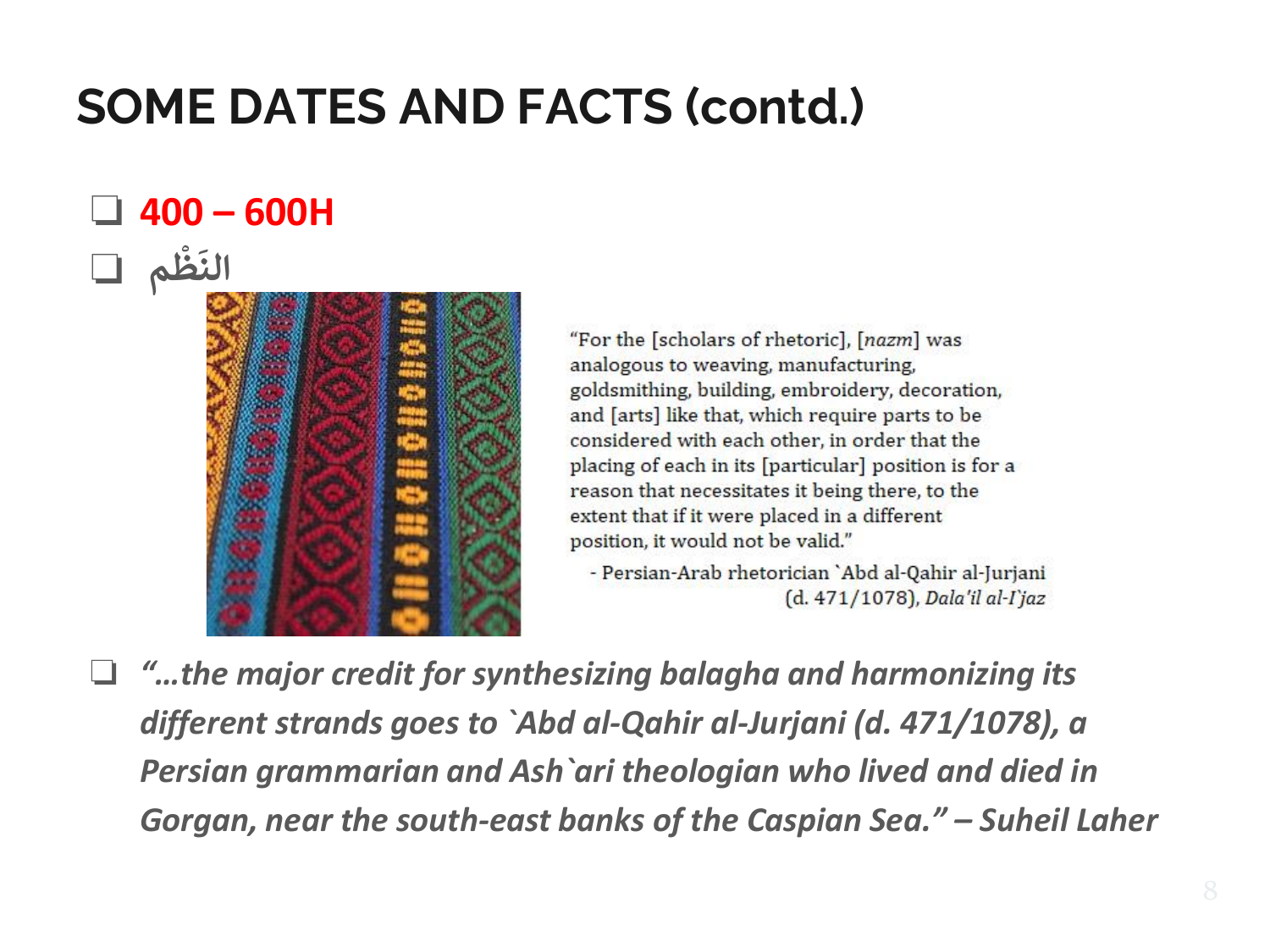# SOME DATES AND FACTS (contd.)

- **400 – 600H**
- **النَظْم**

"For the [scholars of rhetoric], [*nazm*] was analogous to weaving, manufacturing, goldsmithing, building, embroidery, decoration, and [arts] like that, which require parts to be considered with each other, in order that the placing of each in its [particular] position is for a reason that necessitates it being there, to the extent that if it were placed in a different position, it would not be valid."

- Persian-Arab rhetorician `Abd al-Qahir al-Jurjani (d. 471/1078), *Dala'il al-I`jaz*

- ***"…the major credit for synthesizing balagha and harmonizing its different strands goes to `Abd al-Qahir al-Jurjani (d. 471/1078), a Persian grammarian and Ash`ari theologian who lived and died in Gorgan, near the south-east banks of the Caspian Sea." – Suheil Laher***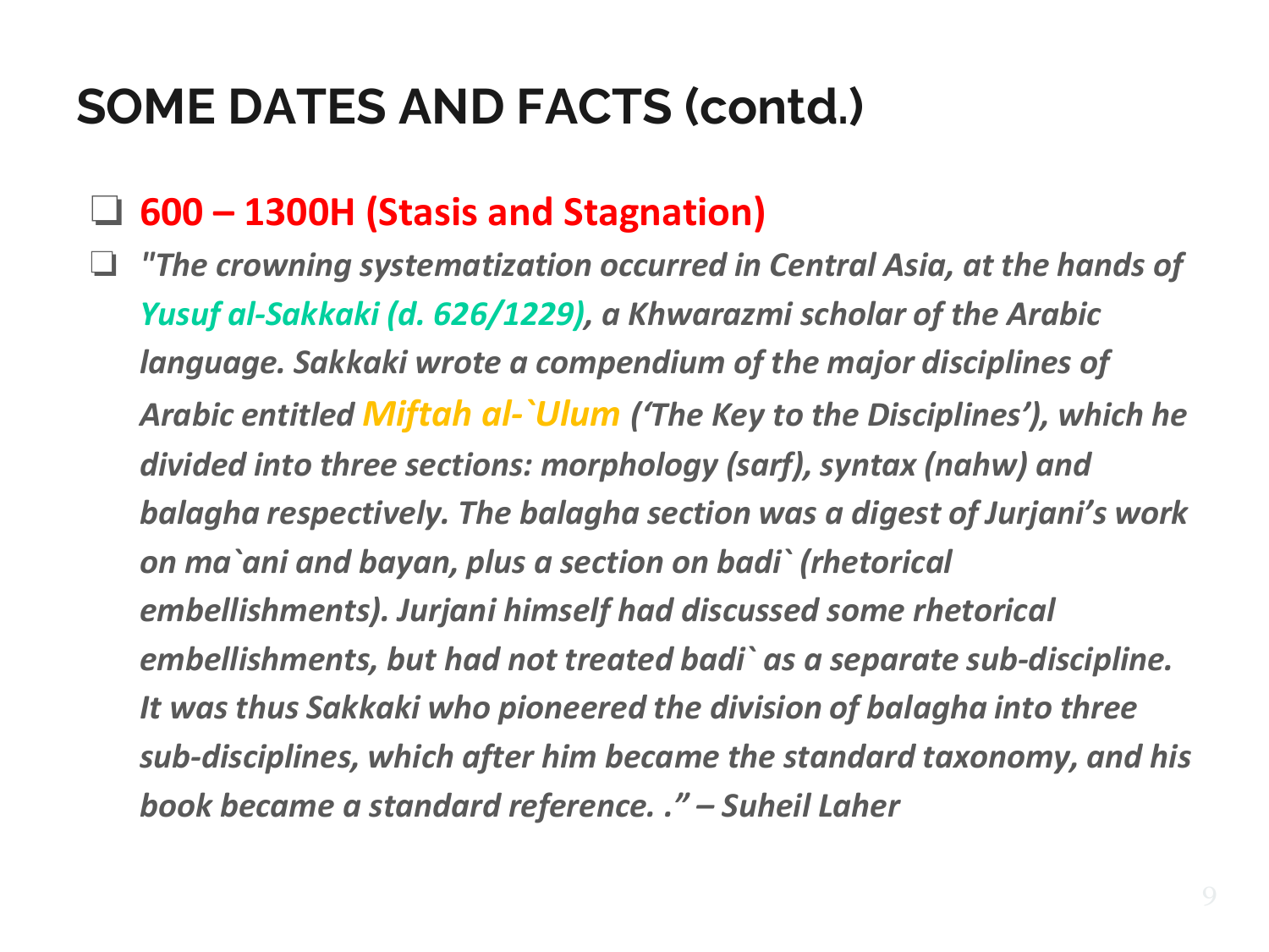# SOME DATES AND FACTS (contd.)

- **600 – 1300H (Stasis and Stagnation)**
- ***"The crowning systematization occurred in Central Asia, at the hands of Yusuf al-Sakkaki (d. 626/1229), a Khwarazmi scholar of the Arabic language. Sakkaki wrote a compendium of the major disciplines of Arabic entitled Miftah al-`Ulum ('The Key to the Disciplines'), which he divided into three sections: morphology (sarf), syntax (nahw) and balagha respectively. The balagha section was a digest of Jurjani's work on ma`ani and bayan, plus a section on badi` (rhetorical embellishments). Jurjani himself had discussed some rhetorical embellishments, but had not treated badi` as a separate sub-discipline. It was thus Sakkaki who pioneered the division of balagha into three sub-disciplines, which after him became the standard taxonomy, and his book became a standard reference. ." – Suheil Laher***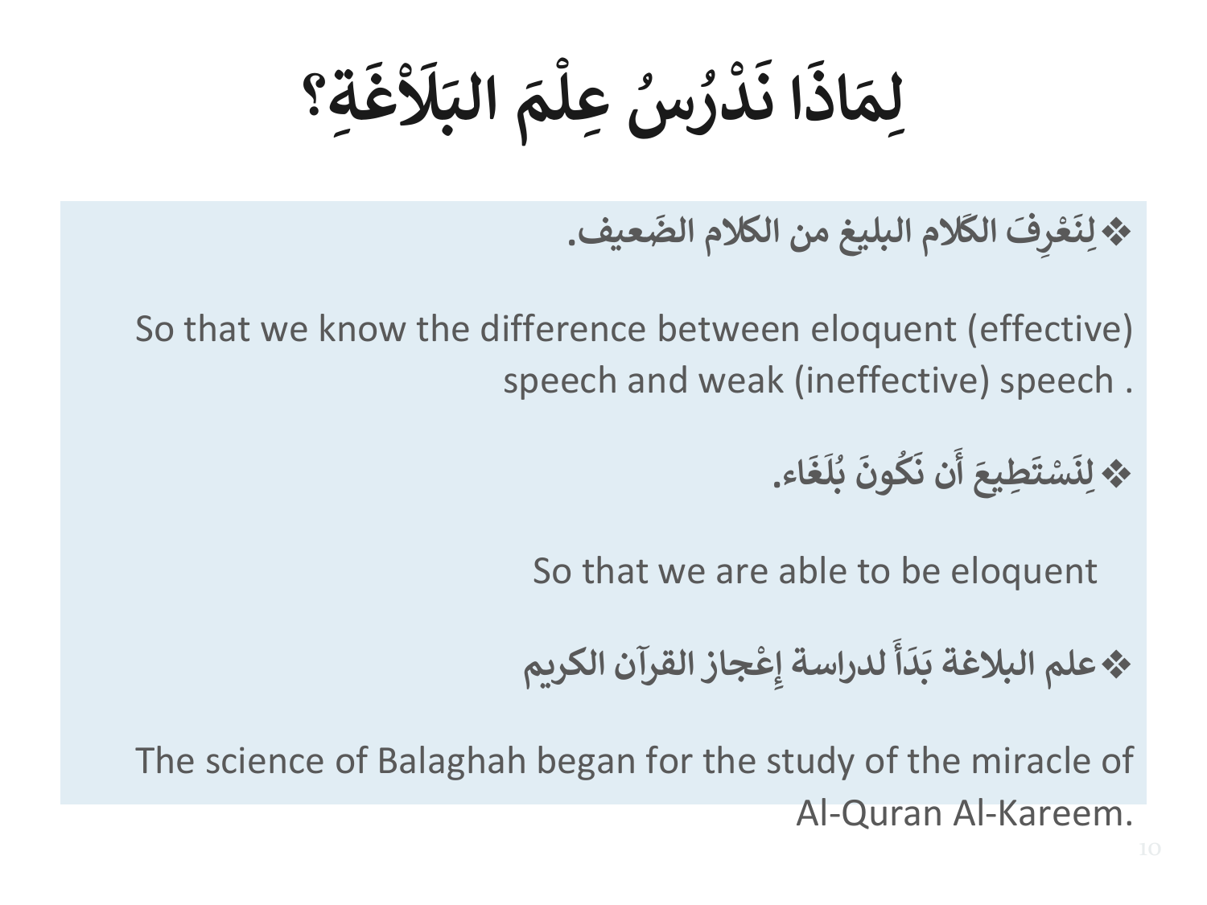# لِمَاذَا نَدْرُسُ عِلْمَ البَلَاْغَةِ؟

- ❖ **لِنَعْرِفَ الكَلام البليغ من الكلام الضَعيف.**

So that we know the difference between eloquent (effective) speech and weak (ineffective) speech .

- ❖ **لِنَسْتَطِيعَ أَن نَكُونَ بُلَغَاء.**

So that we are able to be eloquent

- ❖ **علم البلاغة بَدَأَ لدراسة إِعْجاز القرآن الكريم**

The science of Balaghah began for the study of the miracle of Al-Quran Al-Kareem.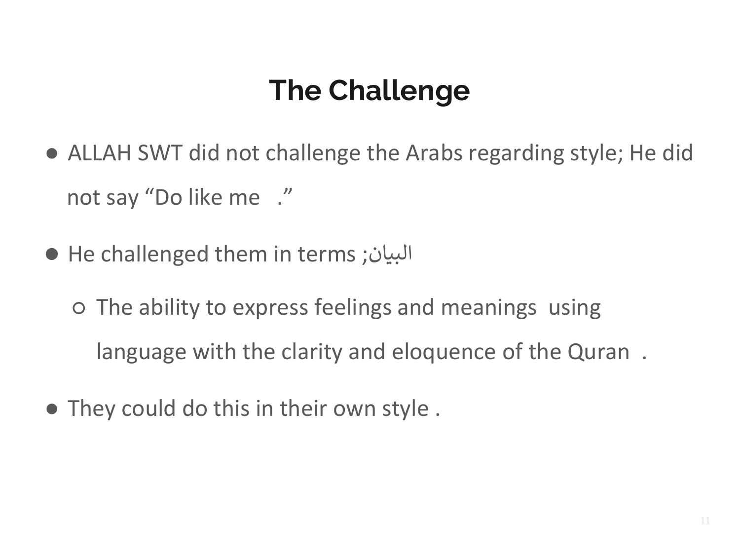# The Challenge

- ALLAH SWT did not challenge the Arabs regarding style; He did not say “Do like me .”
- He challenged them in terms ;البيان
  - The ability to express feelings and meanings using language with the clarity and eloquence of the Quran .
- They could do this in their own style .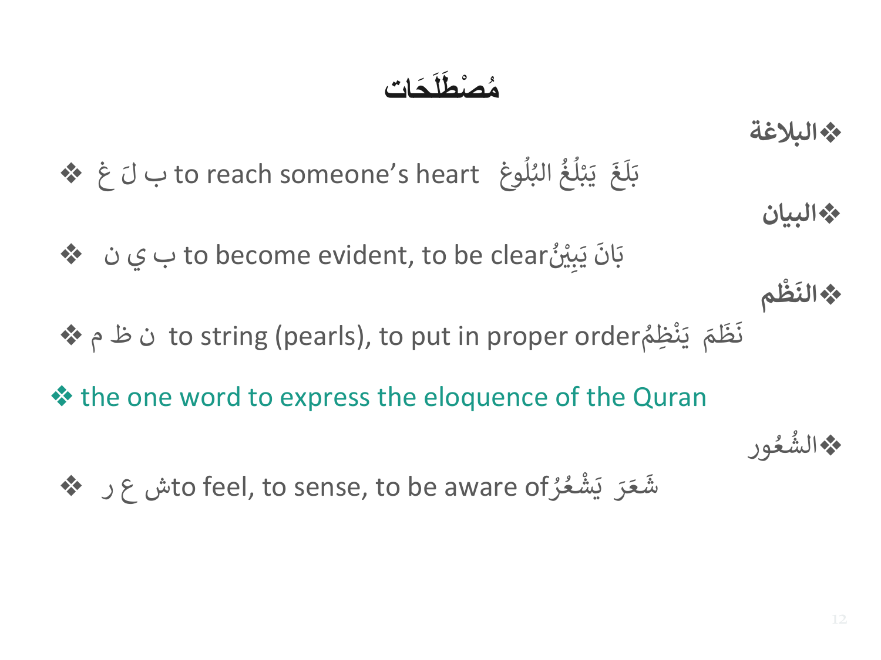# مُصْطَلَحَات

❖البلاغة

❖ ب لَ غ to reach someone’s heart بَلَغَ يَبْلُغُ البُلُوغ

❖البيان

❖ ب ي ن to become evident, to be clear بَانَ يَبِيْنُ

❖النَظْم

❖ ن ظ م to string (pearls), to put in proper order نَظَمَ يَنْظِمُ

❖ the one word to express the eloquence of the Quran

❖الشُعُور

❖ ش ع ر to feel, to sense, to be aware of شَعَرَ يَشْعُرُ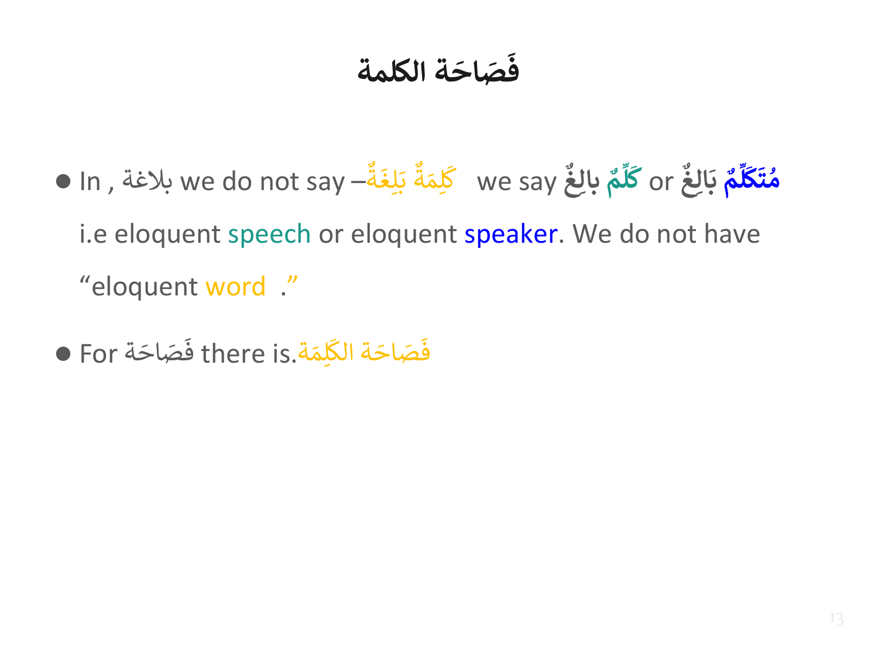# فَصَاحَة الكلمة

- In , بلاغة we do not say –كَلِمَةٌ بَلِغَةٌ   we say كَلِّمٌ بالِغٌ or مُتَكَلِّمٌ بَالِغٌ i.e eloquent speech or eloquent speaker. We do not have "eloquent word ."
- For فَصَاحَة there is.فَصَاحَة الكَلِمَة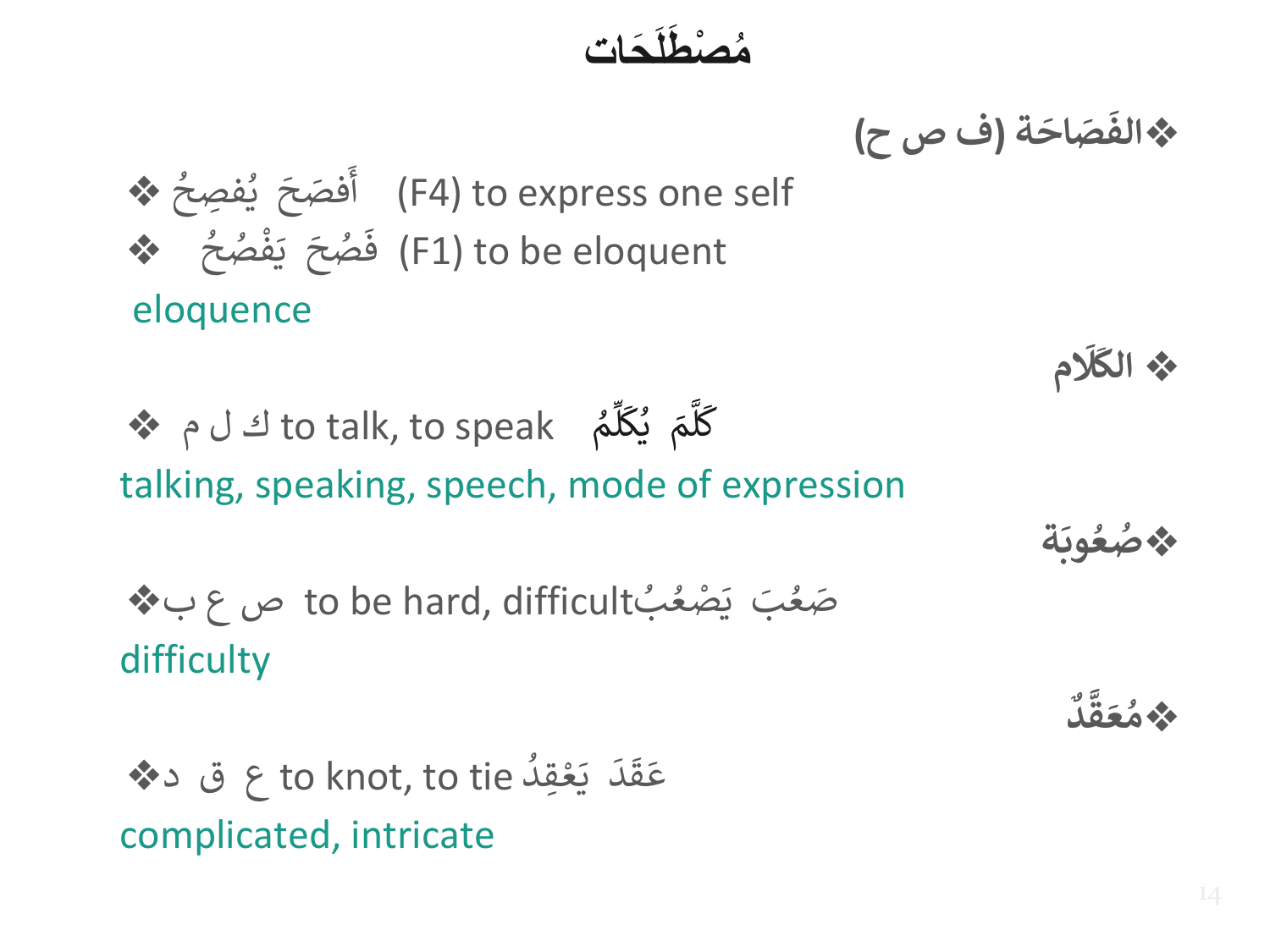# مُصْطَلَحَات

❖ **الفَصَاحَة (ف ص ح)**

❖ أَفصَحَ يُفصِحُ (F4) to express one self

❖ فَصُحَ يَفْصُحُ (F1) to be eloquent

eloquence

❖ **الكَلَام**

❖ ك ل م to talk, to speak كَلَّمَ يُكَلِّمُ

talking, speaking, speech, mode of expression

❖ **صُعُوبَة**

❖ ص ع ب to be hard, difficult صَعُبَ يَصْعُبُ

difficulty

❖ **مُعَقَّدٌ**

❖ ع ق د to knot, to tie عَقَدَ يَعْقِدُ

complicated, intricate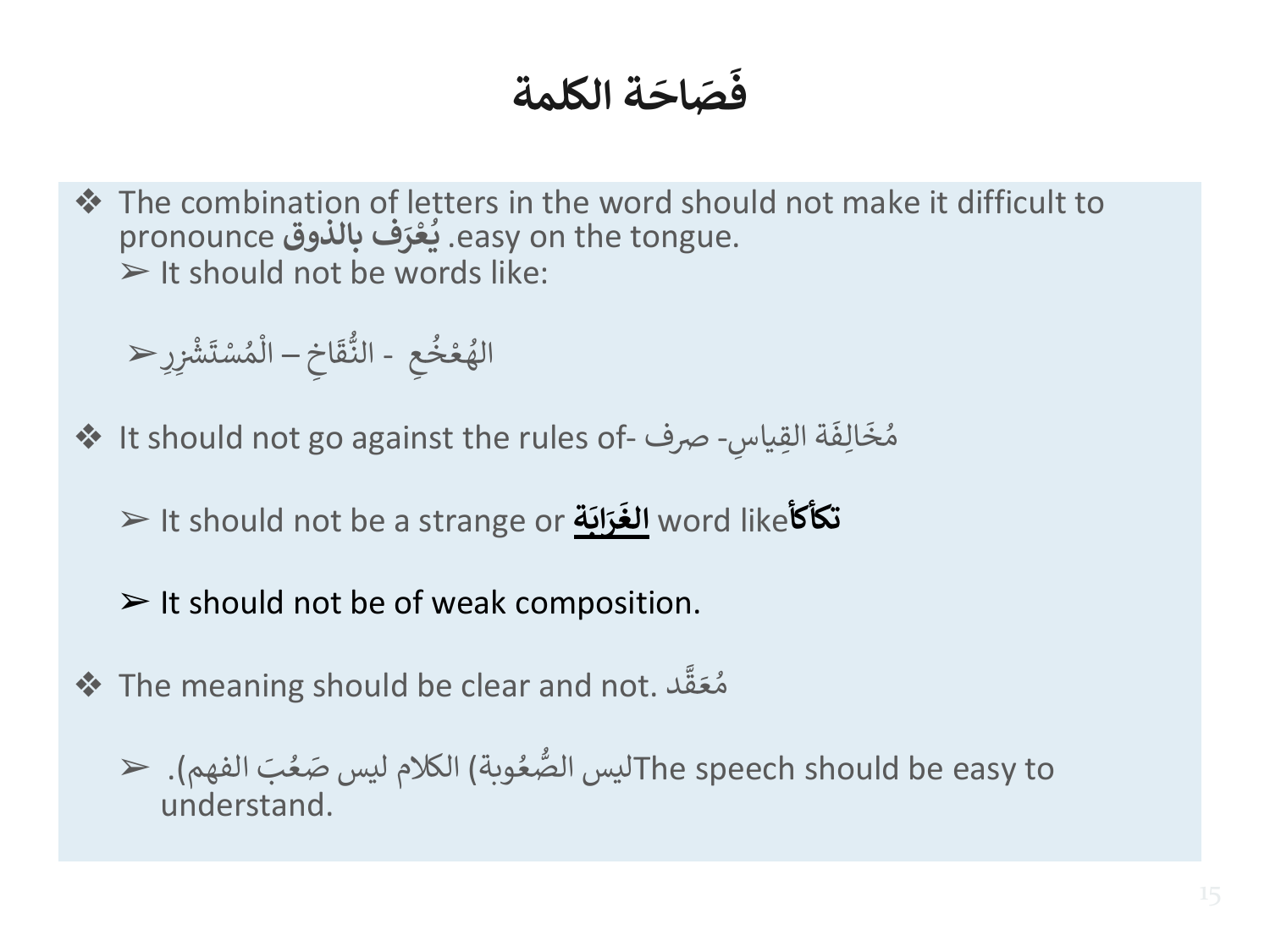# فَصَاحَة الكلمة

- The combination of letters in the word should not make it difficult to pronounce **يُعْرَف بالذوق** .easy on the tongue.
  - It should not be words like:
  - الهُعْخُعِ - النُّقَاخِ – الْمُسْتَشْزِرِ
- It should not go against the rules of- صرف -مُخَالِفَة القِياسِ
  - It should not be a strange or **الغَرَابَة** word like**تكأكأ**
  - It should not be of weak composition.
- The meaning should be clear and not. مُعَقَّد
  - .(ليس الصُّعُوبة) الكلام ليس صَعُبَ الفهم The speech should be easy to understand.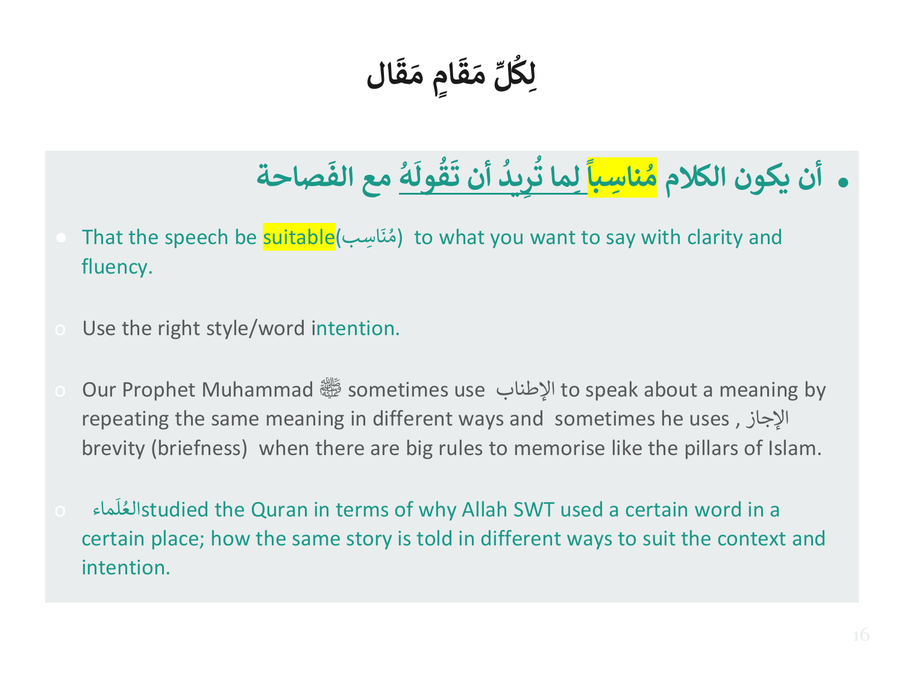# لِكُلِّ مَقَامٍ مَقَال

- أن يكون الكلام مُناسِباً لِما تُرِيدُ أن تَقُولَهُ مع الفَصاحة

- That the speech be suitable(مُنَاسِب) to what you want to say with clarity and fluency.

- Use the right style/word intention.

- Our Prophet Muhammad ﷺ sometimes use الإطناب to speak about a meaning by repeating the same meaning in different ways and sometimes he uses , الإيجاز brevity (briefness) when there are big rules to memorise like the pillars of Islam.

- العُلَماء studied the Quran in terms of why Allah SWT used a certain word in a certain place; how the same story is told in different ways to suit the context and intention.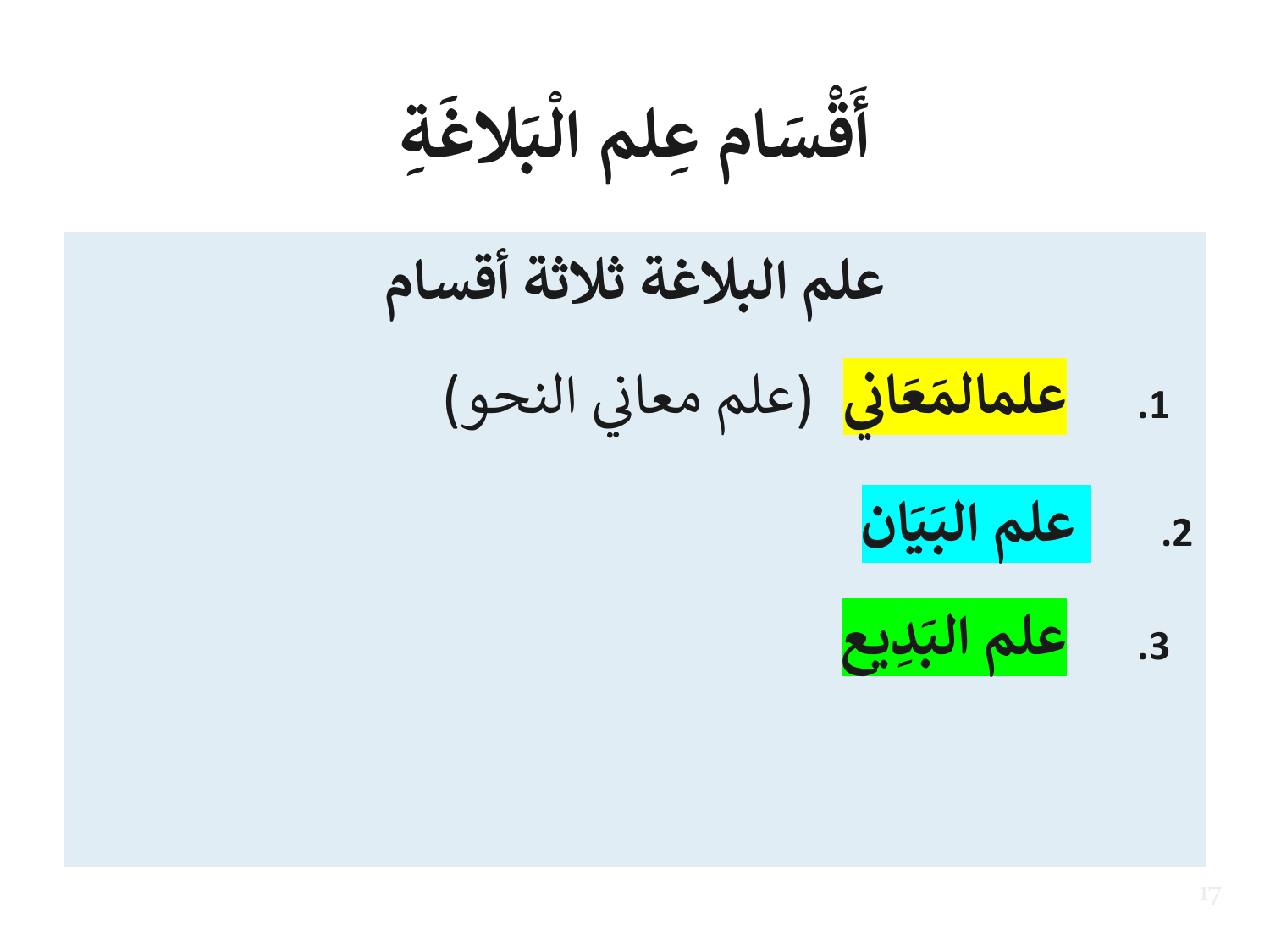# أَقْسَام عِلم الْبَلاغَةِ

**علم البلاغة ثلاثة أقسام**

1. **علمالمَعَاني** (علم معاني النحو)
2. **علم البَيَان**
3. **علم البَدِيع**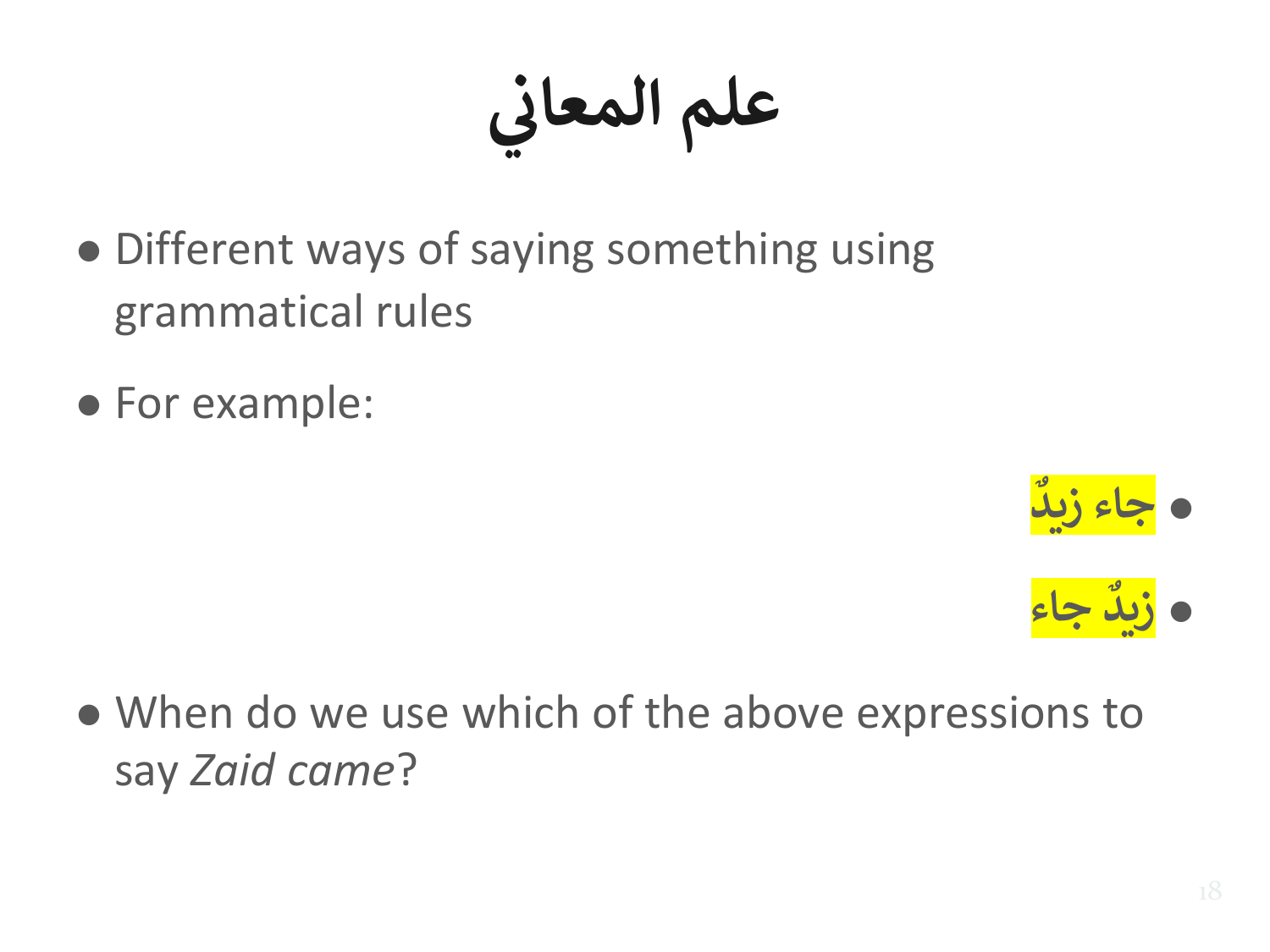# علم المعاني

- Different ways of saying something using grammatical rules
- For example:
  - **جاء زيدٌ**
  - **زيدٌ جاء**
- When do we use which of the above expressions to say *Zaid came*?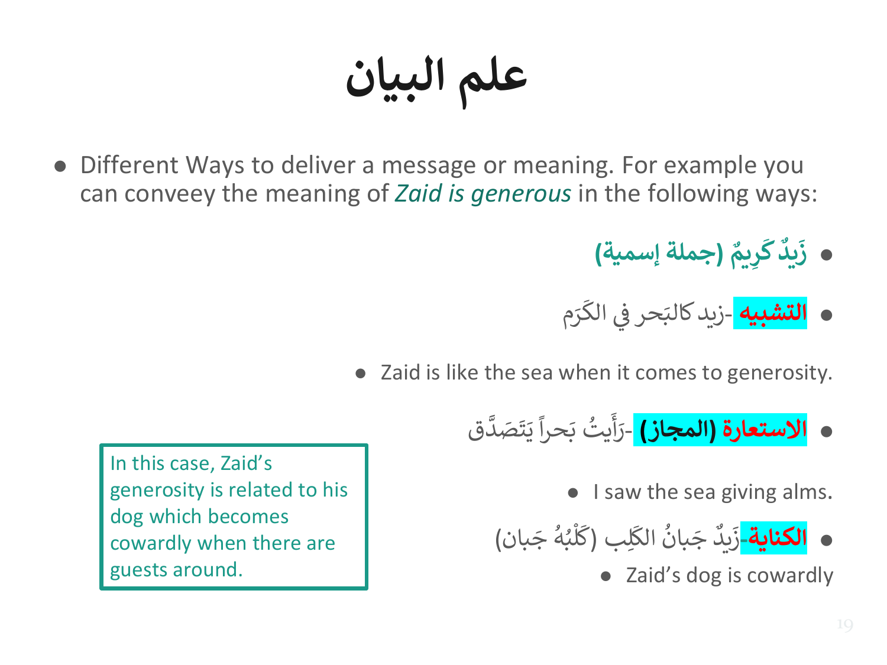# علم البيان

- Different Ways to deliver a message or meaning. For example you can conveey the meaning of *Zaid is generous* in the following ways:
  - **زَيدٌ كَرِيمٌ (جملة إسمية)**
  - **التشبيه** -زيد كالبَحر في الكَرَم
    - Zaid is like the sea when it comes to generosity.
  - **الاستعارة (المجاز)** -رَأَيتُ بَحراً يَتَصَدَّق
    - I saw the sea giving alms.
  - **الكناية**-زَيدٌ جَبانُ الكَلِب (كَلْبُهُ جَبان)
    - Zaid's dog is cowardly

In this case, Zaid's generosity is related to his dog which becomes cowardly when there are guests around.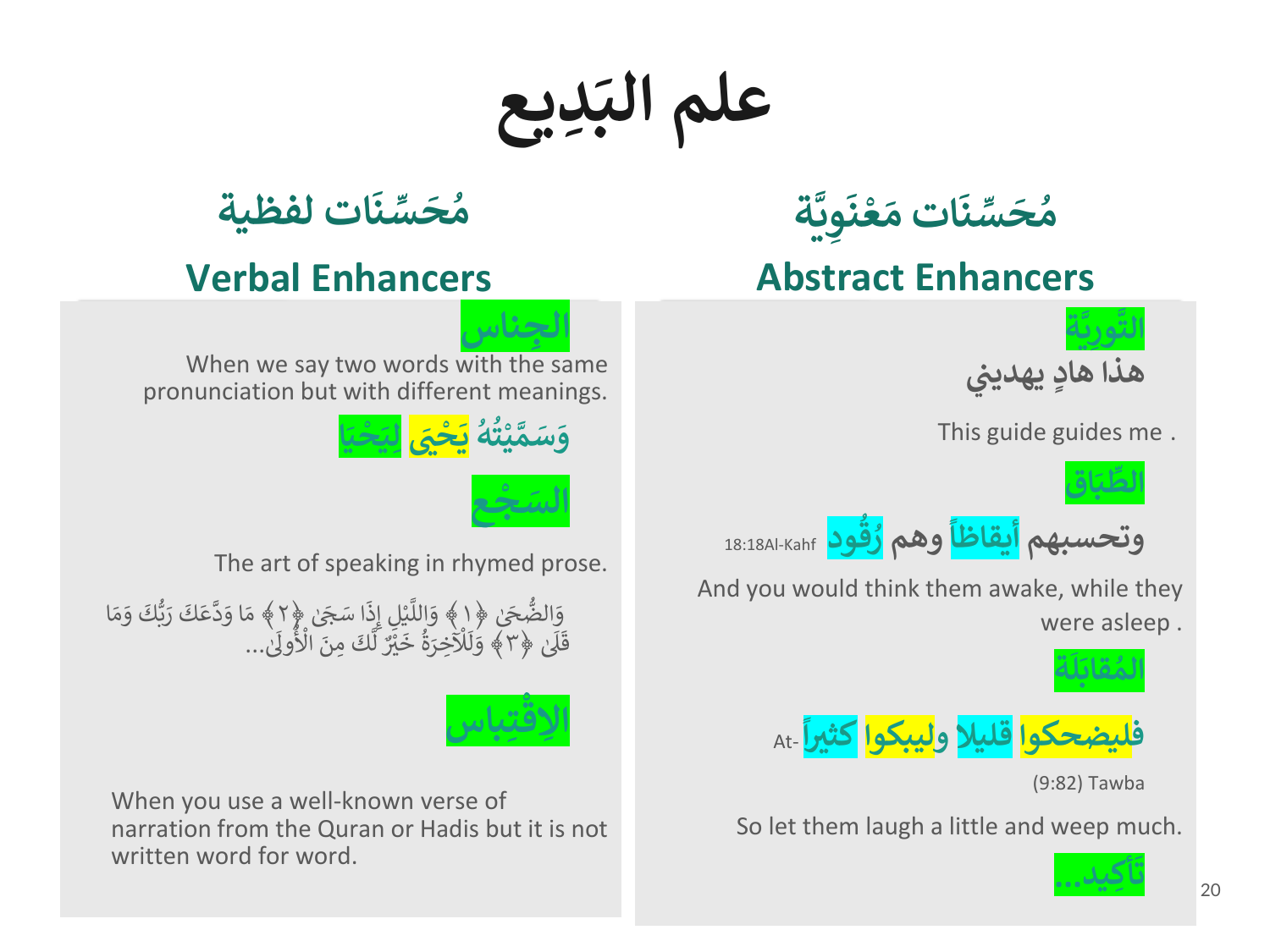# علم البَدِيع

## مُحَسِّنَات مَعْنَوِيَّة

### Abstract Enhancers

**التَّورِيَّة**

**هذا هادٍ يهديني**

This guide guides me .

**الطِّبَاق**

**وتحسبهم أيقاظاً وهم رُقُود** 18:18Al-Kahf

And you would think them awake, while they were asleep .

**المُقابَلَة**

**فليضحكوا قليلا وليبكوا كثيراً** At-

(9:82) Tawba

So let them laugh a little and weep much.

**تَأكِيد...**

## مُحَسِّنَات لفظية

### Verbal Enhancers

**الجِناس**

When we say two words with the same pronunciation but with different meanings.

**وَسَمَّيْتُهُ يَحْيَىٰ لِيَحْيَا**

**السَّجْع**

The art of speaking in rhymed prose.

وَالضُّحَىٰ ﴿١﴾ وَاللَّيْلِ إِذَا سَجَىٰ ﴿٢﴾ مَا وَدَّعَكَ رَبُّكَ وَمَا قَلَىٰ ﴿٣﴾ وَلَلْآخِرَةُ خَيْرٌ لَّكَ مِنَ الْأُولَىٰ...

**الاِقْتِباس**

When you use a well-known verse of narration from the Quran or Hadis but it is not written word for word.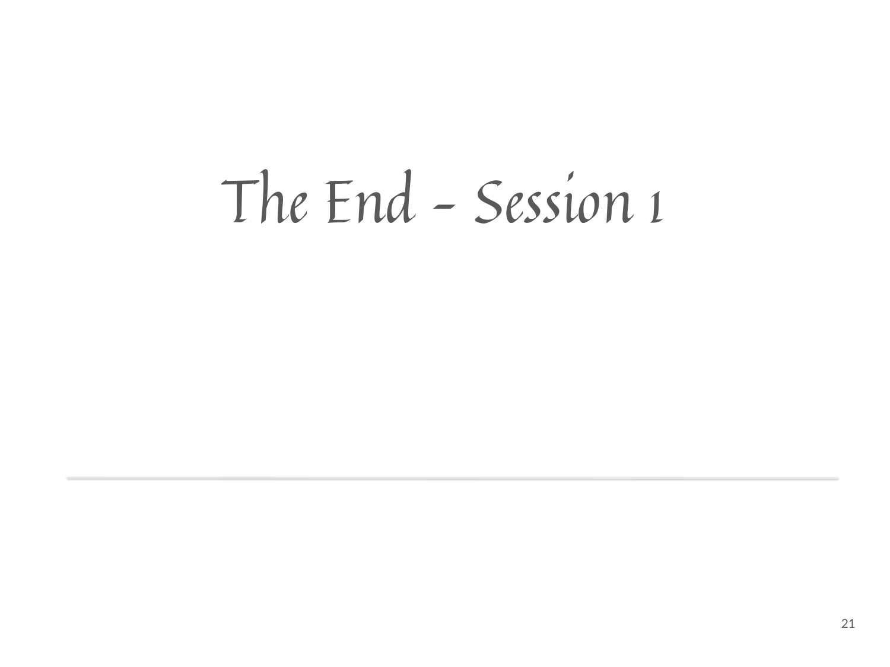# The End - Session 1